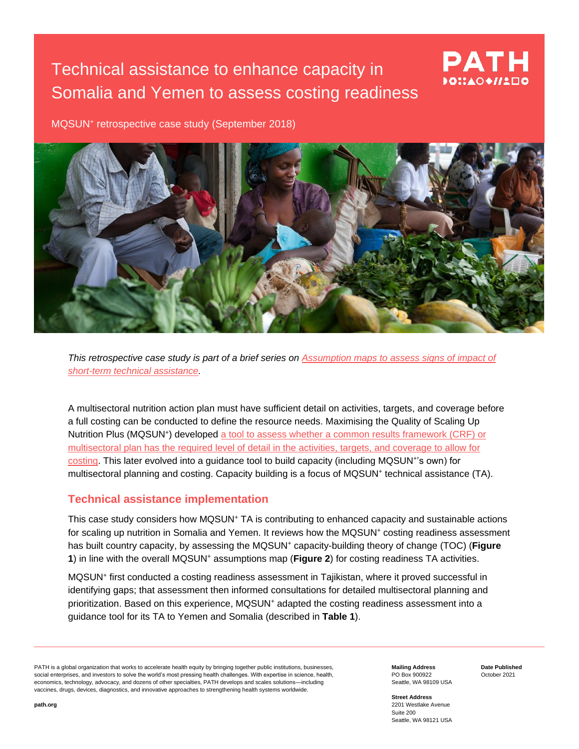# Technical assistance to enhance capacity in Somalia and Yemen to assess costing readiness

MQSUN+ retrospective case study (September 2018)

*This retrospective case study is part of a brief series on Assumption maps to assess signs of impact of short-term technical assistance.*

A multisectoral nutrition action plan must have sufficient detail on activities, targets, and coverage before a full costing can be conducted to define the resource needs. Maximising the Quality of Scaling Up Nutrition Plus (MQSUN+) developed a tool to assess whether a common results framework (CRF) or multisectoral plan has the required level of detail in the activities, targets, and coverage to allow for costing. This later evolved into a guidance tool to build capacity (including MQSUN+'s own) for multisectoral planning and costing. Capacity building is a focus of MQSUN+ technical assistance (TA).

## Technical assistance implementation

This case study considers how MQSUN+ TA is contributing to enhanced capacity and sustainable actions for scaling up nutrition in Somalia and Yemen. It reviews how the MQSUN+ costing readiness assessment has built country capacity, by assessing the MQSUN+ capacity-building theory of change (TOC) (**Figure 1**) in line with the overall MQSUN+ assumptions map (**Figure 2**) for costing readiness TA activities.

MQSUN+ first conducted a costing readiness assessment in Tajikistan, where it proved successful in identifying gaps; that assessment then informed consultations for detailed multisectoral planning and prioritization. Based on this experience, MQSUN+ adapted the costing readiness assessment into a guidance tool for its TA to Yemen and Somalia (described in **Table 1**).

PATH is a global organization that works to accelerate health equity by bringing together public institutions, businesses, social enterprises, and investors to solve the world's most pressing health challenges. With expertise in science, health, economics, technology, advocacy, and dozens of other specialties, PATH develops and scales solutions—including vaccines, drugs, devices, diagnostics, and innovative approaches to strengthening health systems worldwide.

path.org

**Mailing Address**
PO Box 900922
Seattle, WA 98109 USA

**Street Address**
2201 Westlake Avenue
Suite 200
Seattle, WA 98121 USA

**Date Published**
October 2021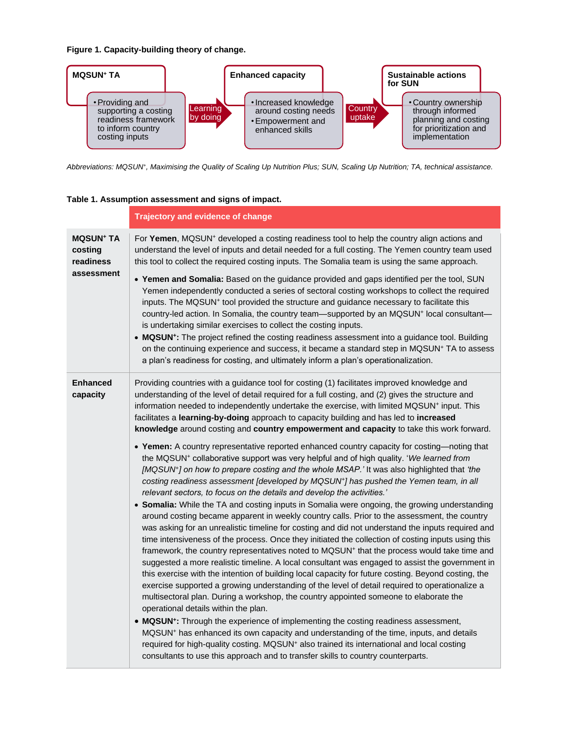**Figure 1. Capacity-building theory of change.**

**MQSUN⁺ TA**
- Providing and supporting a costing readiness framework to inform country costing inputs

→ Learning by doing →

**Enhanced capacity**
- Increased knowledge around costing needs
- Empowerment and enhanced skills

→ Country uptake →

**Sustainable actions for SUN**
- Country ownership through informed planning and costing for prioritization and implementation

*Abbreviations: MQSUN⁺, Maximising the Quality of Scaling Up Nutrition Plus; SUN, Scaling Up Nutrition; TA, technical assistance.*

**Table 1. Assumption assessment and signs of impact.**

| | Trajectory and evidence of change |
|---|---|
| **MQSUN⁺ TA costing readiness assessment** | For **Yemen**, MQSUN⁺ developed a costing readiness tool to help the country align actions and understand the level of inputs and detail needed for a full costing. The Yemen country team used this tool to collect the required costing inputs. The Somalia team is using the same approach.<br><br>• **Yemen and Somalia:** Based on the guidance provided and gaps identified per the tool, SUN Yemen independently conducted a series of sectoral costing workshops to collect the required inputs. The MQSUN⁺ tool provided the structure and guidance necessary to facilitate this country-led action. In Somalia, the country team—supported by an MQSUN⁺ local consultant—is undertaking similar exercises to collect the costing inputs.<br>• **MQSUN⁺:** The project refined the costing readiness assessment into a guidance tool. Building on the continuing experience and success, it became a standard step in MQSUN⁺ TA to assess a plan's readiness for costing, and ultimately inform a plan's operationalization. |
| **Enhanced capacity** | Providing countries with a guidance tool for costing (1) facilitates improved knowledge and understanding of the level of detail required for a full costing, and (2) gives the structure and information needed to independently undertake the exercise, with limited MQSUN⁺ input. This facilitates a **learning-by-doing** approach to capacity building and has led to **increased knowledge** around costing and **country empowerment and capacity** to take this work forward.<br><br>• **Yemen:** A country representative reported enhanced country capacity for costing—noting that the MQSUN⁺ collaborative support was very helpful and of high quality. '*We learned from [MQSUN⁺] on how to prepare costing and the whole MSAP.'* It was also highlighted that *'the costing readiness assessment [developed by MQSUN⁺] has pushed the Yemen team, in all relevant sectors, to focus on the details and develop the activities.'*<br>• **Somalia:** While the TA and costing inputs in Somalia were ongoing, the growing understanding around costing became apparent in weekly country calls. Prior to the assessment, the country was asking for an unrealistic timeline for costing and did not understand the inputs required and time intensiveness of the process. Once they initiated the collection of costing inputs using this framework, the country representatives noted to MQSUN⁺ that the process would take time and suggested a more realistic timeline. A local consultant was engaged to assist the government in this exercise with the intention of building local capacity for future costing. Beyond costing, the exercise supported a growing understanding of the level of detail required to operationalize a multisectoral plan. During a workshop, the country appointed someone to elaborate the operational details within the plan.<br>• **MQSUN⁺:** Through the experience of implementing the costing readiness assessment, MQSUN⁺ has enhanced its own capacity and understanding of the time, inputs, and details required for high-quality costing. MQSUN⁺ also trained its international and local costing consultants to use this approach and to transfer skills to country counterparts. |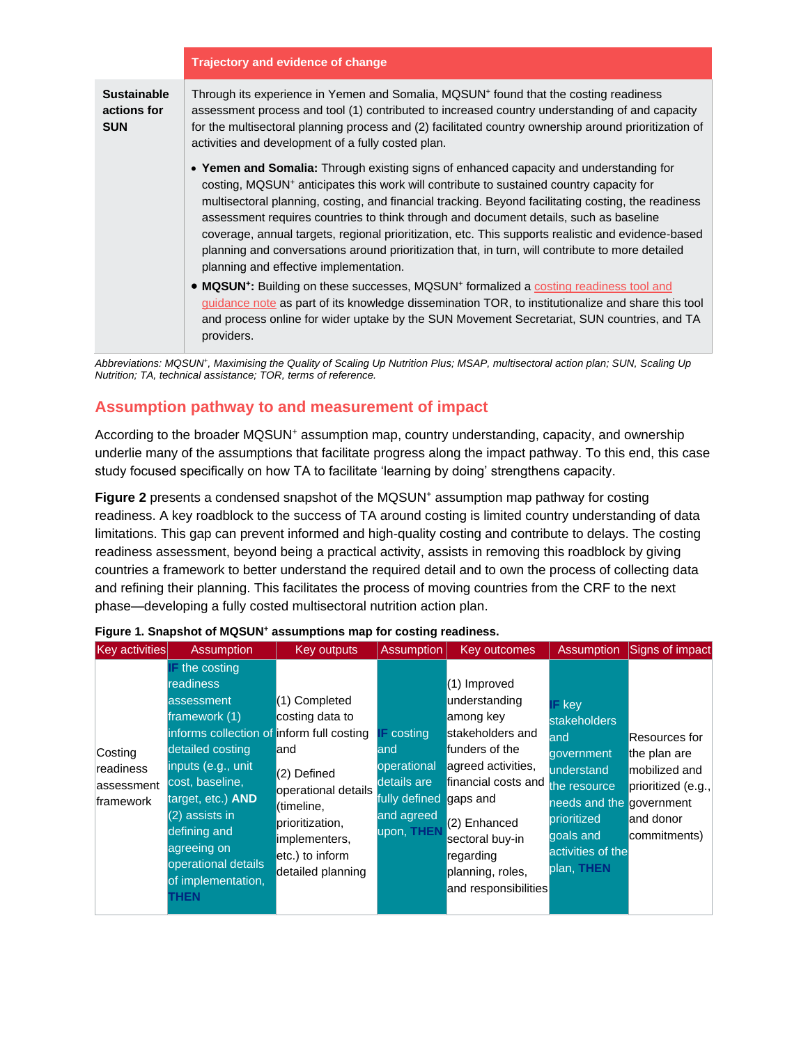| | Trajectory and evidence of change |
|---|---|
| **Sustainable actions for SUN** | Through its experience in Yemen and Somalia, MQSUN⁺ found that the costing readiness assessment process and tool (1) contributed to increased country understanding of and capacity for the multisectoral planning process and (2) facilitated country ownership around prioritization of activities and development of a fully costed plan.<br><br>• **Yemen and Somalia:** Through existing signs of enhanced capacity and understanding for costing, MQSUN⁺ anticipates this work will contribute to sustained country capacity for multisectoral planning, costing, and financial tracking. Beyond facilitating costing, the readiness assessment requires countries to think through and document details, such as baseline coverage, annual targets, regional prioritization, etc. This supports realistic and evidence-based planning and conversations around prioritization that, in turn, will contribute to more detailed planning and effective implementation.<br>• **MQSUN⁺:** Building on these successes, MQSUN⁺ formalized a costing readiness tool and guidance note as part of its knowledge dissemination TOR, to institutionalize and share this tool and process online for wider uptake by the SUN Movement Secretariat, SUN countries, and TA providers. |

*Abbreviations: MQSUN⁺, Maximising the Quality of Scaling Up Nutrition Plus; MSAP, multisectoral action plan; SUN, Scaling Up Nutrition; TA, technical assistance; TOR, terms of reference.*

## Assumption pathway to and measurement of impact

According to the broader MQSUN⁺ assumption map, country understanding, capacity, and ownership underlie many of the assumptions that facilitate progress along the impact pathway. To this end, this case study focused specifically on how TA to facilitate 'learning by doing' strengthens capacity.

**Figure 2** presents a condensed snapshot of the MQSUN⁺ assumption map pathway for costing readiness. A key roadblock to the success of TA around costing is limited country understanding of data limitations. This gap can prevent informed and high-quality costing and contribute to delays. The costing readiness assessment, beyond being a practical activity, assists in removing this roadblock by giving countries a framework to better understand the required detail and to own the process of collecting data and refining their planning. This facilitates the process of moving countries from the CRF to the next phase—developing a fully costed multisectoral nutrition action plan.

**Figure 1. Snapshot of MQSUN⁺ assumptions map for costing readiness.**

| Key activities | Assumption | Key outputs | Assumption | Key outcomes | Assumption | Signs of impact |
|---|---|---|---|---|---|---|
| Costing readiness assessment framework | IF the costing readiness assessment framework (1) informs collection of detailed costing inputs (e.g., unit cost, baseline, target, etc.) **AND** (2) assists in defining and agreeing on operational details of implementation, THEN | (1) Completed costing data to inform full costing and<br><br>(2) Defined operational details (timeline, prioritization, implementers, etc.) to inform detailed planning | IF costing and operational details are fully defined and agreed upon, THEN | (1) Improved understanding among key stakeholders and funders of the agreed activities, financial costs and gaps and<br><br>(2) Enhanced sectoral buy-in regarding planning, roles, and responsibilities | IF key stakeholders and government understand the resource needs and the prioritized goals and activities of the plan, THEN | Resources for the plan are mobilized and prioritized (e.g., government and donor commitments) |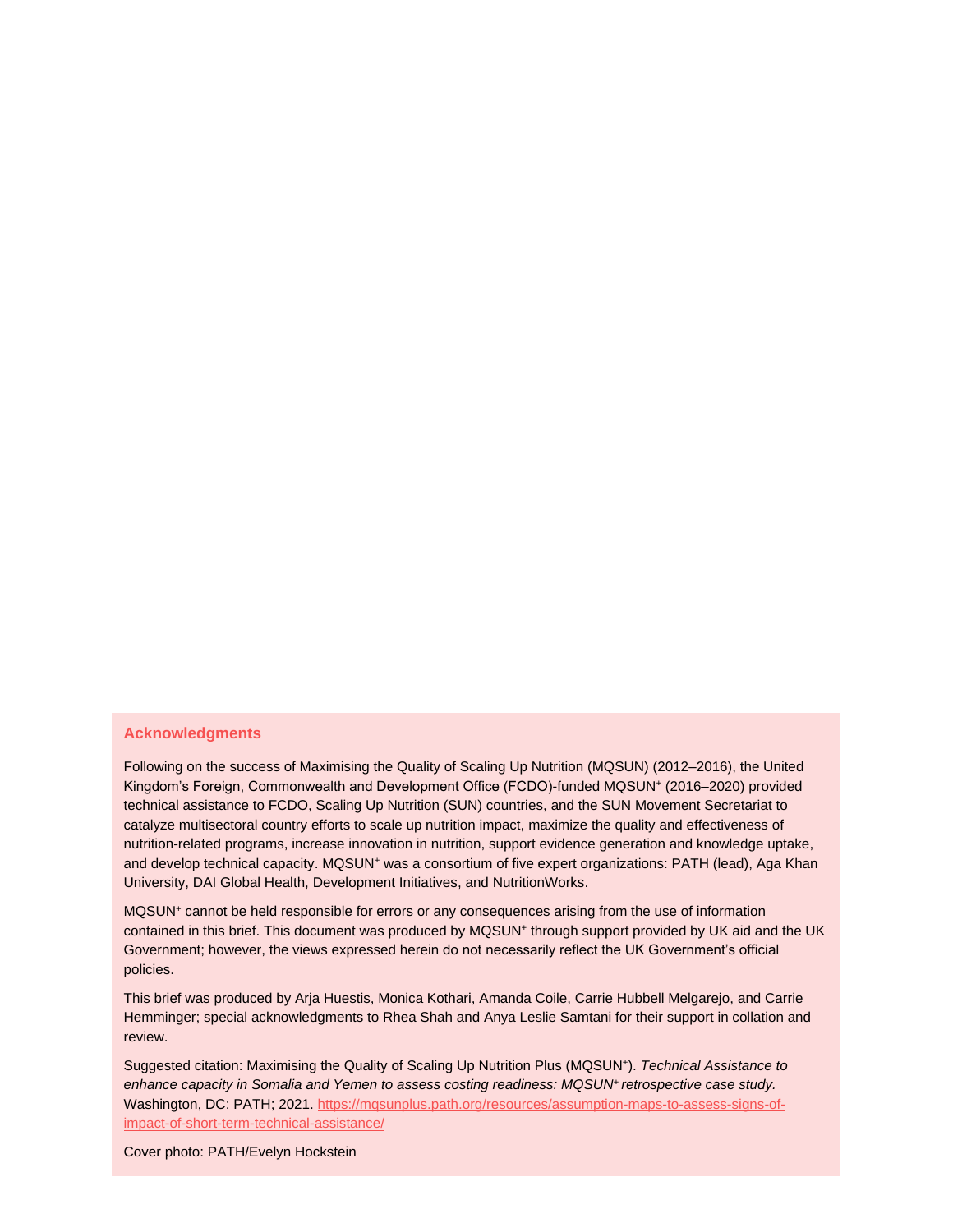## Acknowledgments

Following on the success of Maximising the Quality of Scaling Up Nutrition (MQSUN) (2012–2016), the United Kingdom's Foreign, Commonwealth and Development Office (FCDO)-funded MQSUN⁺ (2016–2020) provided technical assistance to FCDO, Scaling Up Nutrition (SUN) countries, and the SUN Movement Secretariat to catalyze multisectoral country efforts to scale up nutrition impact, maximize the quality and effectiveness of nutrition-related programs, increase innovation in nutrition, support evidence generation and knowledge uptake, and develop technical capacity. MQSUN⁺ was a consortium of five expert organizations: PATH (lead), Aga Khan University, DAI Global Health, Development Initiatives, and NutritionWorks.

MQSUN⁺ cannot be held responsible for errors or any consequences arising from the use of information contained in this brief. This document was produced by MQSUN⁺ through support provided by UK aid and the UK Government; however, the views expressed herein do not necessarily reflect the UK Government's official policies.

This brief was produced by Arja Huestis, Monica Kothari, Amanda Coile, Carrie Hubbell Melgarejo, and Carrie Hemminger; special acknowledgments to Rhea Shah and Anya Leslie Samtani for their support in collation and review.

Suggested citation: Maximising the Quality of Scaling Up Nutrition Plus (MQSUN⁺). *Technical Assistance to enhance capacity in Somalia and Yemen to assess costing readiness: MQSUN⁺ retrospective case study.* Washington, DC: PATH; 2021. https://mqsunplus.path.org/resources/assumption-maps-to-assess-signs-of-impact-of-short-term-technical-assistance/

Cover photo: PATH/Evelyn Hockstein